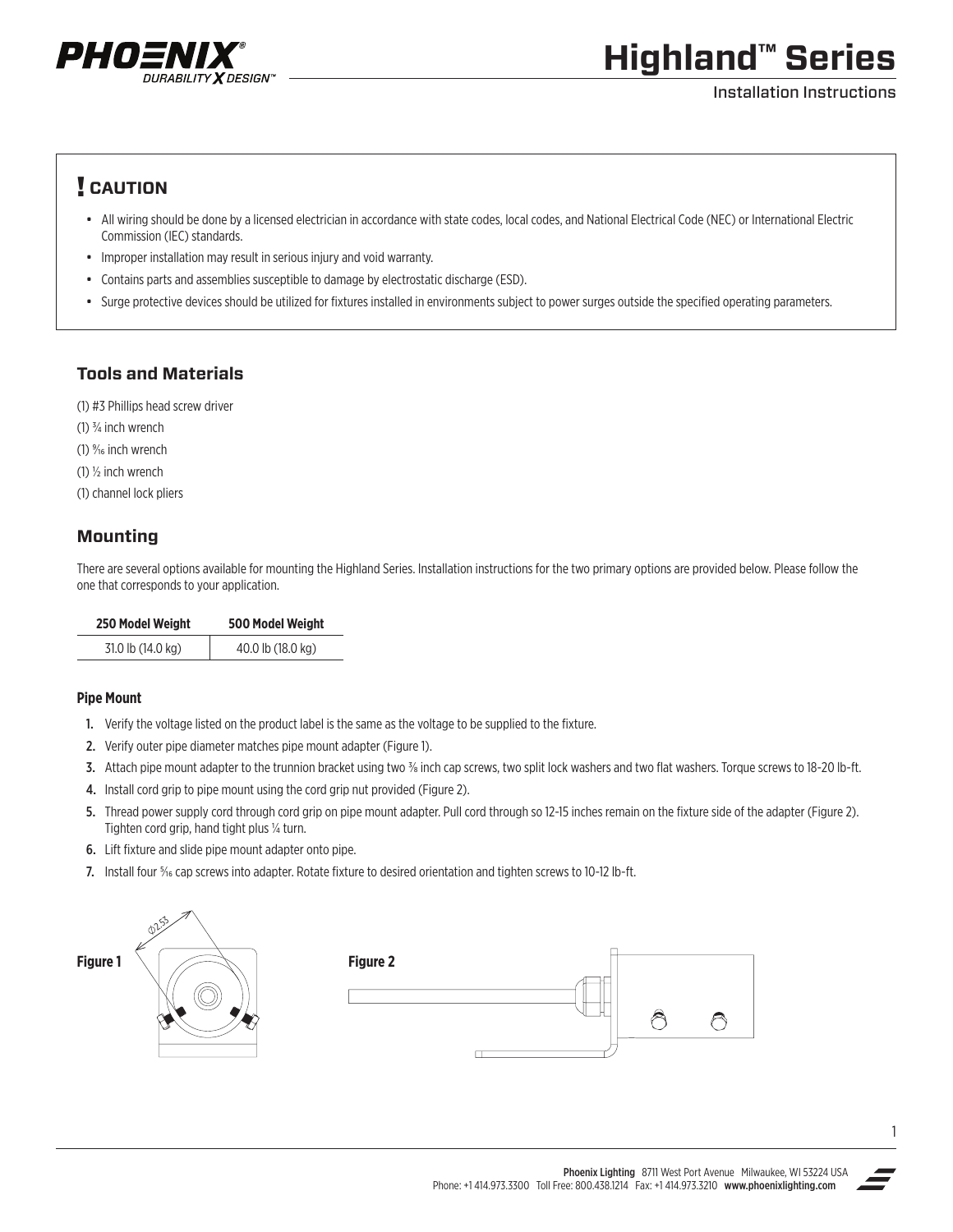# Highland™ Series

Installation Instructions

## ! CAUTION

- All wiring should be done by a licensed electrician in accordance with state codes, local codes, and National Electrical Code (NEC) or International Electric Commission (IEC) standards.
- Improper installation may result in serious injury and void warranty.
- Contains parts and assemblies susceptible to damage by electrostatic discharge (ESD).
- Surge protective devices should be utilized for fixtures installed in environments subject to power surges outside the specified operating parameters.

## Tools and Materials

(1) #3 Phillips head screw driver

(1) ¾ inch wrench

(1) 9⁄16 inch wrench

(1) ½ inch wrench

(1) channel lock pliers

## Mounting

There are several options available for mounting the Highland Series. Installation instructions for the two primary options are provided below. Please follow the one that corresponds to your application.

| 250 Model Weight | 500 Model Weight |
|---|---|
| 31.0 lb (14.0 kg) | 40.0 lb (18.0 kg) |

### Pipe Mount

1. Verify the voltage listed on the product label is the same as the voltage to be supplied to the fixture.
2. Verify outer pipe diameter matches pipe mount adapter (Figure 1).
3. Attach pipe mount adapter to the trunnion bracket using two ⅜ inch cap screws, two split lock washers and two flat washers. Torque screws to 18-20 lb-ft.
4. Install cord grip to pipe mount using the cord grip nut provided (Figure 2).
5. Thread power supply cord through cord grip on pipe mount adapter. Pull cord through so 12-15 inches remain on the fixture side of the adapter (Figure 2). Tighten cord grip, hand tight plus ¼ turn.
6. Lift fixture and slide pipe mount adapter onto pipe.
7. Install four 5⁄16 cap screws into adapter. Rotate fixture to desired orientation and tighten screws to 10-12 lb-ft.

**Figure 1**

⌀2.53

**Figure 2**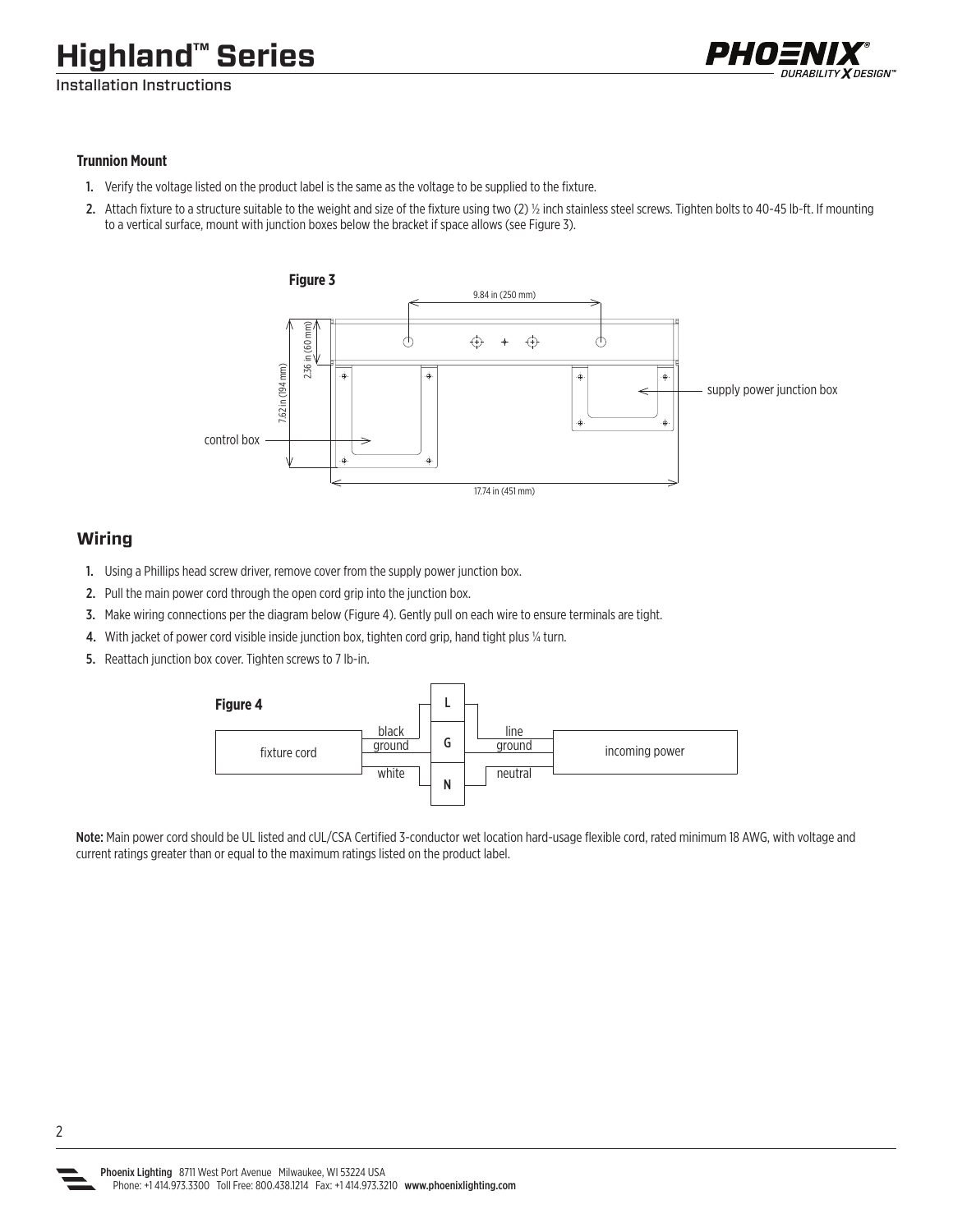### Trunnion Mount

1. Verify the voltage listed on the product label is the same as the voltage to be supplied to the fixture.
2. Attach fixture to a structure suitable to the weight and size of the fixture using two (2) ½ inch stainless steel screws. Tighten bolts to 40-45 lb-ft. If mounting to a vertical surface, mount with junction boxes below the bracket if space allows (see Figure 3).

**Figure 3**

9.84 in (250 mm)

2.36 in (60 mm)

7.62 in (194 mm)

supply power junction box

control box

17.74 in (451 mm)

## Wiring

1. Using a Phillips head screw driver, remove cover from the supply power junction box.
2. Pull the main power cord through the open cord grip into the junction box.
3. Make wiring connections per the diagram below (Figure 4). Gently pull on each wire to ensure terminals are tight.
4. With jacket of power cord visible inside junction box, tighten cord grip, hand tight plus ¼ turn.
5. Reattach junction box cover. Tighten screws to 7 lb-in.

**Figure 4**

| fixture cord | | Terminal | | incoming power |
|---|---|---|---|---|
| | black | L | line | |
| | ground | G | ground | |
| | white | N | neutral | |

**Note:** Main power cord should be UL listed and cUL/CSA Certified 3-conductor wet location hard-usage flexible cord, rated minimum 18 AWG, with voltage and current ratings greater than or equal to the maximum ratings listed on the product label.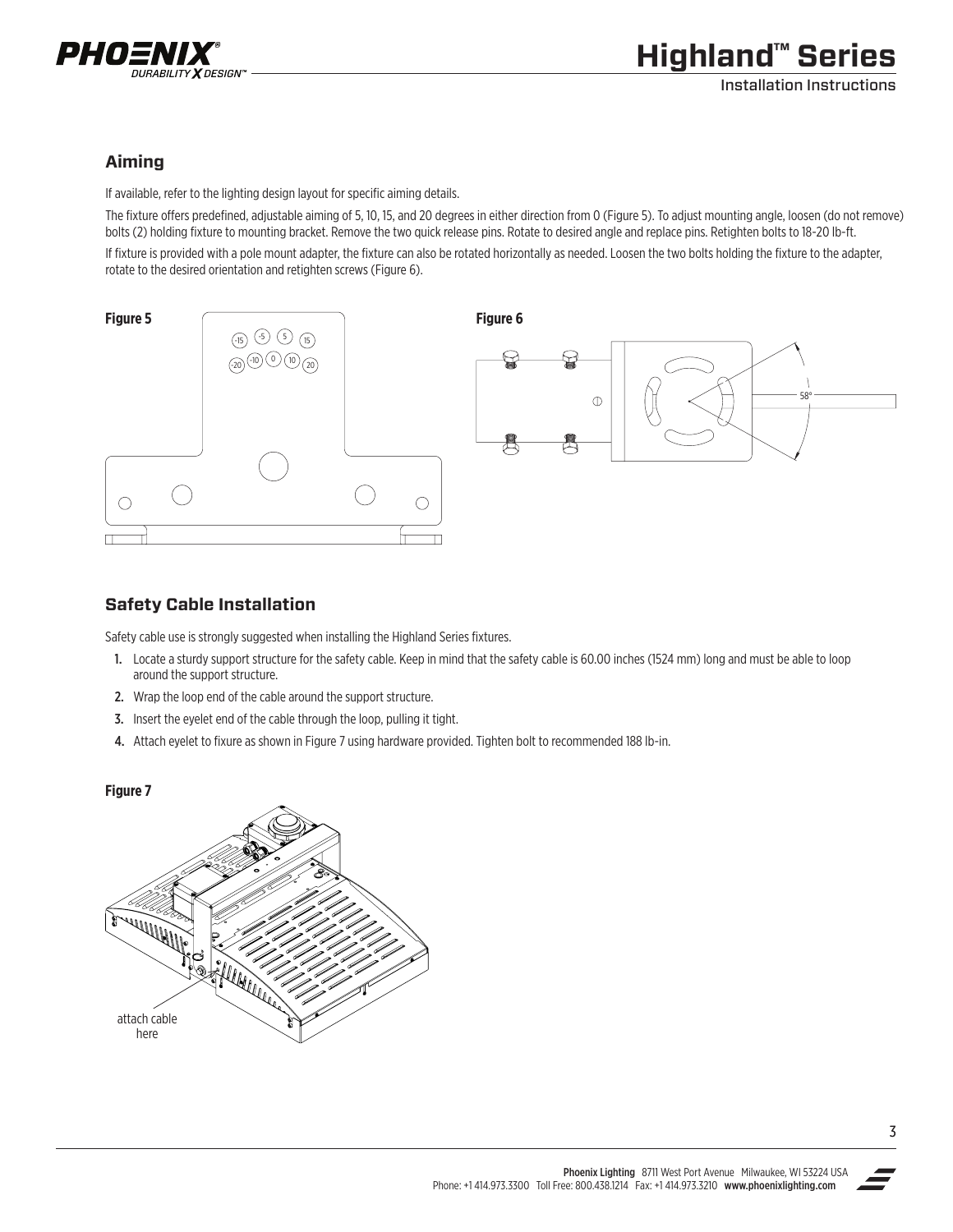## Aiming

If available, refer to the lighting design layout for specific aiming details.

The fixture offers predefined, adjustable aiming of 5, 10, 15, and 20 degrees in either direction from 0 (Figure 5). To adjust mounting angle, loosen (do not remove) bolts (2) holding fixture to mounting bracket. Remove the two quick release pins. Rotate to desired angle and replace pins. Retighten bolts to 18-20 lb-ft.

If fixture is provided with a pole mount adapter, the fixture can also be rotated horizontally as needed. Loosen the two bolts holding the fixture to the adapter, rotate to the desired orientation and retighten screws (Figure 6).

**Figure 5**

**Figure 6**

## Safety Cable Installation

Safety cable use is strongly suggested when installing the Highland Series fixtures.

1. Locate a sturdy support structure for the safety cable. Keep in mind that the safety cable is 60.00 inches (1524 mm) long and must be able to loop around the support structure.
2. Wrap the loop end of the cable around the support structure.
3. Insert the eyelet end of the cable through the loop, pulling it tight.
4. Attach eyelet to fixure as shown in Figure 7 using hardware provided. Tighten bolt to recommended 188 lb-in.

**Figure 7**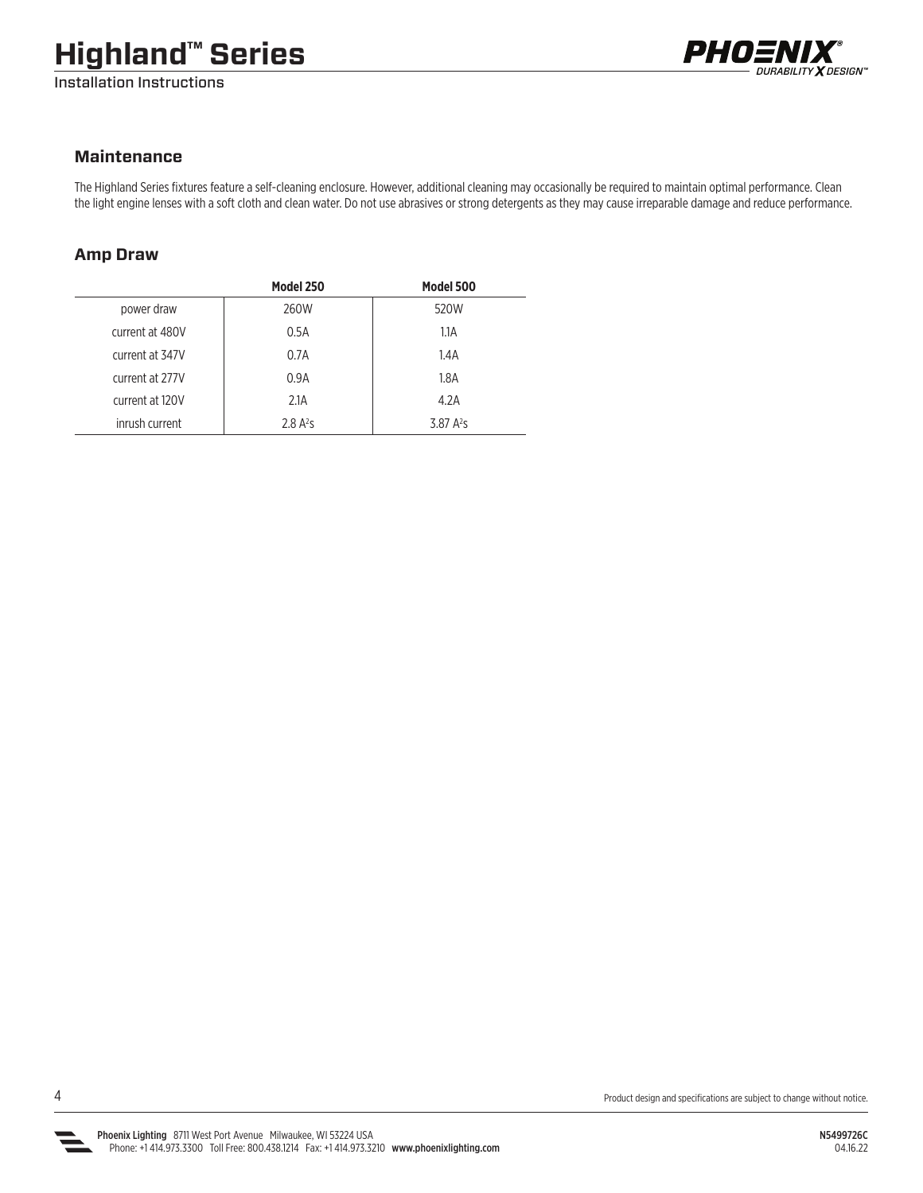## Maintenance

The Highland Series fixtures feature a self-cleaning enclosure. However, additional cleaning may occasionally be required to maintain optimal performance. Clean the light engine lenses with a soft cloth and clean water. Do not use abrasives or strong detergents as they may cause irreparable damage and reduce performance.

## Amp Draw

| | Model 250 | Model 500 |
|---|---|---|
| power draw | 260W | 520W |
| current at 480V | 0.5A | 1.1A |
| current at 347V | 0.7A | 1.4A |
| current at 277V | 0.9A | 1.8A |
| current at 120V | 2.1A | 4.2A |
| inrush current | 2.8 $A^2s$ | 3.87 $A^2s$ |

Product design and specifications are subject to change without notice.

**Phoenix Lighting** 8711 West Port Avenue Milwaukee, WI 53224 USA
Phone: +1 414.973.3300 Toll Free: 800.438.1214 Fax: +1 414.973.3210 **www.phoenixlighting.com**

**N5499726C**
04.16.22